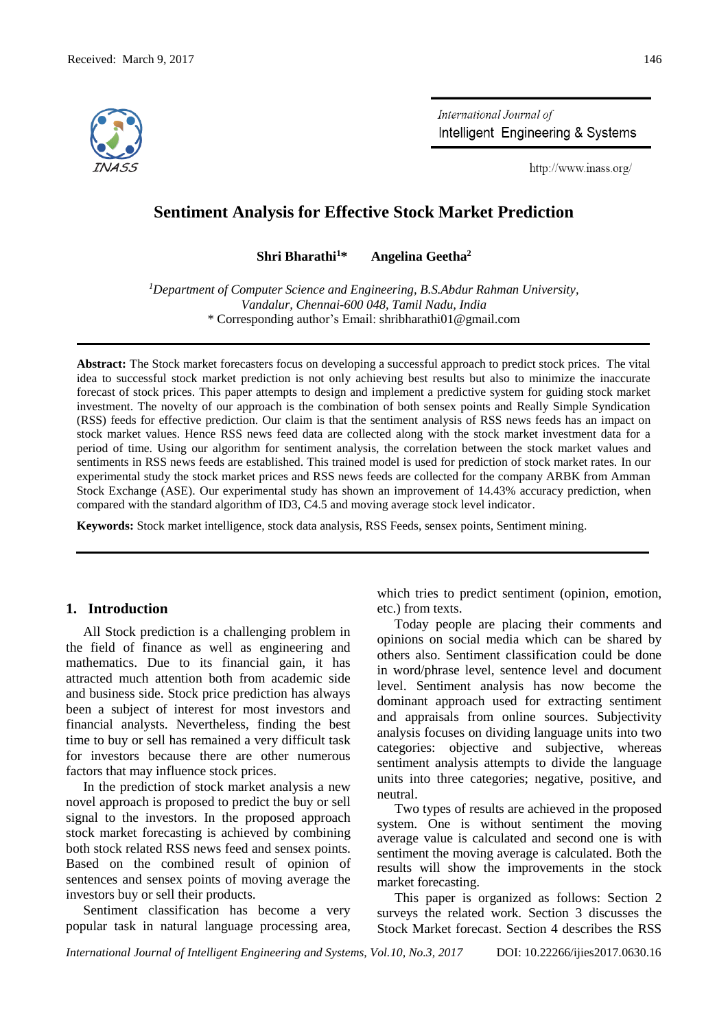Received: March 9, 2017

# Sentiment Analysis for Effective Stock Market Prediction

**Shri Bharathi[1]\*** **Angelina Geetha[2]**

[1]*Department of Computer Science and Engineering, B.S.Abdur Rahman University, Vandalur, Chennai-600 048, Tamil Nadu, India*
\* Corresponding author's Email: shribharathi01@gmail.com

**Abstract:** The Stock market forecasters focus on developing a successful approach to predict stock prices. The vital idea to successful stock market prediction is not only achieving best results but also to minimize the inaccurate forecast of stock prices. This paper attempts to design and implement a predictive system for guiding stock market investment. The novelty of our approach is the combination of both sensex points and Really Simple Syndication (RSS) feeds for effective prediction. Our claim is that the sentiment analysis of RSS news feeds has an impact on stock market values. Hence RSS news feed data are collected along with the stock market investment data for a period of time. Using our algorithm for sentiment analysis, the correlation between the stock market values and sentiments in RSS news feeds are established. This trained model is used for prediction of stock market rates. In our experimental study the stock market prices and RSS news feeds are collected for the company ARBK from Amman Stock Exchange (ASE). Our experimental study has shown an improvement of 14.43% accuracy prediction, when compared with the standard algorithm of ID3, C4.5 and moving average stock level indicator.

**Keywords:** Stock market intelligence, stock data analysis, RSS Feeds, sensex points, Sentiment mining.

## 1. Introduction

All Stock prediction is a challenging problem in the field of finance as well as engineering and mathematics. Due to its financial gain, it has attracted much attention both from academic side and business side. Stock price prediction has always been a subject of interest for most investors and financial analysts. Nevertheless, finding the best time to buy or sell has remained a very difficult task for investors because there are other numerous factors that may influence stock prices.

In the prediction of stock market analysis a new novel approach is proposed to predict the buy or sell signal to the investors. In the proposed approach stock market forecasting is achieved by combining both stock related RSS news feed and sensex points. Based on the combined result of opinion of sentences and sensex points of moving average the investors buy or sell their products.

Sentiment classification has become a very popular task in natural language processing area, which tries to predict sentiment (opinion, emotion, etc.) from texts.

Today people are placing their comments and opinions on social media which can be shared by others also. Sentiment classification could be done in word/phrase level, sentence level and document level. Sentiment analysis has now become the dominant approach used for extracting sentiment and appraisals from online sources. Subjectivity analysis focuses on dividing language units into two categories: objective and subjective, whereas sentiment analysis attempts to divide the language units into three categories; negative, positive, and neutral.

Two types of results are achieved in the proposed system. One is without sentiment the moving average value is calculated and second one is with sentiment the moving average is calculated. Both the results will show the improvements in the stock market forecasting.

This paper is organized as follows: Section 2 surveys the related work. Section 3 discusses the Stock Market forecast. Section 4 describes the RSS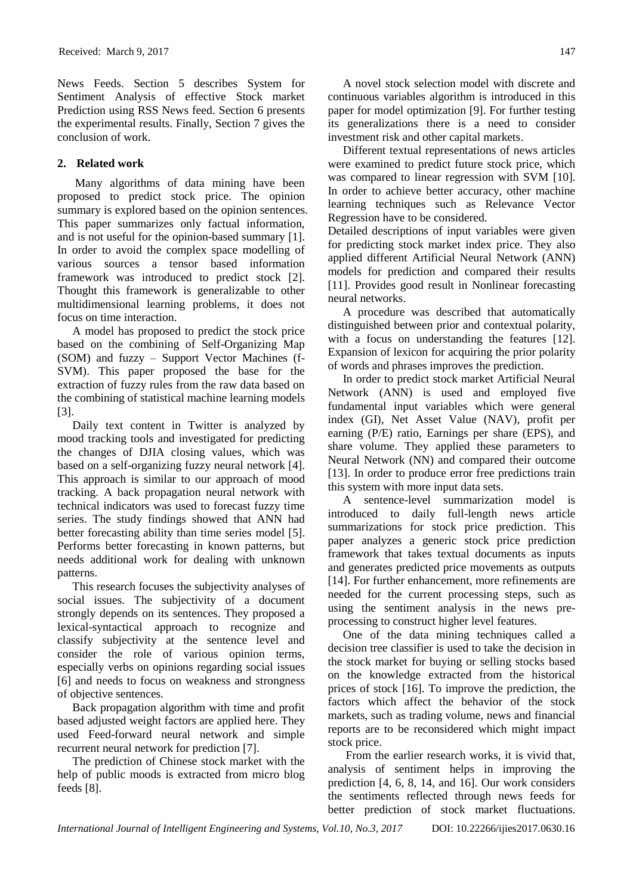News Feeds. Section 5 describes System for Sentiment Analysis of effective Stock market Prediction using RSS News feed. Section 6 presents the experimental results. Finally, Section 7 gives the conclusion of work.

## 2. Related work

Many algorithms of data mining have been proposed to predict stock price. The opinion summary is explored based on the opinion sentences. This paper summarizes only factual information, and is not useful for the opinion-based summary [1]. In order to avoid the complex space modelling of various sources a tensor based information framework was introduced to predict stock [2]. Thought this framework is generalizable to other multidimensional learning problems, it does not focus on time interaction.

A model has proposed to predict the stock price based on the combining of Self-Organizing Map (SOM) and fuzzy – Support Vector Machines (f-SVM). This paper proposed the base for the extraction of fuzzy rules from the raw data based on the combining of statistical machine learning models [3].

Daily text content in Twitter is analyzed by mood tracking tools and investigated for predicting the changes of DJIA closing values, which was based on a self-organizing fuzzy neural network [4]. This approach is similar to our approach of mood tracking. A back propagation neural network with technical indicators was used to forecast fuzzy time series. The study findings showed that ANN had better forecasting ability than time series model [5]. Performs better forecasting in known patterns, but needs additional work for dealing with unknown patterns.

This research focuses the subjectivity analyses of social issues. The subjectivity of a document strongly depends on its sentences. They proposed a lexical-syntactical approach to recognize and classify subjectivity at the sentence level and consider the role of various opinion terms, especially verbs on opinions regarding social issues [6] and needs to focus on weakness and strongness of objective sentences.

Back propagation algorithm with time and profit based adjusted weight factors are applied here. They used Feed-forward neural network and simple recurrent neural network for prediction [7].

The prediction of Chinese stock market with the help of public moods is extracted from micro blog feeds [8].

A novel stock selection model with discrete and continuous variables algorithm is introduced in this paper for model optimization [9]. For further testing its generalizations there is a need to consider investment risk and other capital markets.

Different textual representations of news articles were examined to predict future stock price, which was compared to linear regression with SVM [10]. In order to achieve better accuracy, other machine learning techniques such as Relevance Vector Regression have to be considered.

Detailed descriptions of input variables were given for predicting stock market index price. They also applied different Artificial Neural Network (ANN) models for prediction and compared their results [11]. Provides good result in Nonlinear forecasting neural networks.

A procedure was described that automatically distinguished between prior and contextual polarity, with a focus on understanding the features [12]. Expansion of lexicon for acquiring the prior polarity of words and phrases improves the prediction.

In order to predict stock market Artificial Neural Network (ANN) is used and employed five fundamental input variables which were general index (GI), Net Asset Value (NAV), profit per earning (P/E) ratio, Earnings per share (EPS), and share volume. They applied these parameters to Neural Network (NN) and compared their outcome [13]. In order to produce error free predictions train this system with more input data sets.

A sentence-level summarization model is introduced to daily full-length news article summarizations for stock price prediction. This paper analyzes a generic stock price prediction framework that takes textual documents as inputs and generates predicted price movements as outputs [14]. For further enhancement, more refinements are needed for the current processing steps, such as using the sentiment analysis in the news pre-processing to construct higher level features.

One of the data mining techniques called a decision tree classifier is used to take the decision in the stock market for buying or selling stocks based on the knowledge extracted from the historical prices of stock [16]. To improve the prediction, the factors which affect the behavior of the stock markets, such as trading volume, news and financial reports are to be reconsidered which might impact stock price.

From the earlier research works, it is vivid that, analysis of sentiment helps in improving the prediction [4, 6, 8, 14, and 16]. Our work considers the sentiments reflected through news feeds for better prediction of stock market fluctuations.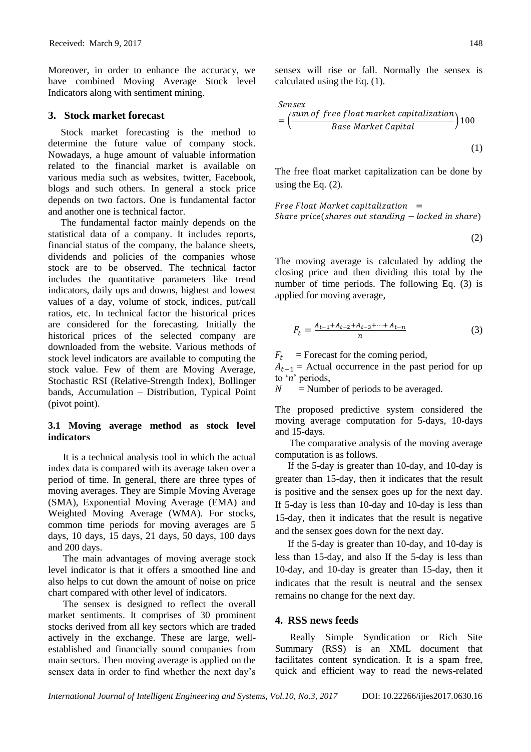Moreover, in order to enhance the accuracy, we have combined Moving Average Stock level Indicators along with sentiment mining.

## 3. Stock market forecast

Stock market forecasting is the method to determine the future value of company stock. Nowadays, a huge amount of valuable information related to the financial market is available on various media such as websites, twitter, Facebook, blogs and such others. In general a stock price depends on two factors. One is fundamental factor and another one is technical factor.

The fundamental factor mainly depends on the statistical data of a company. It includes reports, financial status of the company, the balance sheets, dividends and policies of the companies whose stock are to be observed. The technical factor includes the quantitative parameters like trend indicators, daily ups and downs, highest and lowest values of a day, volume of stock, indices, put/call ratios, etc. In technical factor the historical prices are considered for the forecasting. Initially the historical prices of the selected company are downloaded from the website. Various methods of stock level indicators are available to computing the stock value. Few of them are Moving Average, Stochastic RSI (Relative-Strength Index), Bollinger bands, Accumulation – Distribution, Typical Point (pivot point).

### 3.1 Moving average method as stock level indicators

It is a technical analysis tool in which the actual index data is compared with its average taken over a period of time. In general, there are three types of moving averages. They are Simple Moving Average (SMA), Exponential Moving Average (EMA) and Weighted Moving Average (WMA). For stocks, common time periods for moving averages are 5 days, 10 days, 15 days, 21 days, 50 days, 100 days and 200 days.

The main advantages of moving average stock level indicator is that it offers a smoothed line and also helps to cut down the amount of noise on price chart compared with other level of indicators.

The sensex is designed to reflect the overall market sentiments. It comprises of 30 prominent stocks derived from all key sectors which are traded actively in the exchange. These are large, well-established and financially sound companies from main sectors. Then moving average is applied on the sensex data in order to find whether the next day's sensex will rise or fall. Normally the sensex is calculated using the Eq. (1).

$$Sensex = \left(\frac{sum\ of\ free\ float\ market\ capitalization}{Base\ Market\ Capital}\right)100 \tag{1}$$

The free float market capitalization can be done by using the Eq. (2).

$$Free\ Float\ Market\ capitalization = Share\ price(shares\ out\ standing - locked\ in\ share) \tag{2}$$

The moving average is calculated by adding the closing price and then dividing this total by the number of time periods. The following Eq. (3) is applied for moving average,

$$F_t = \frac{A_{t-1} + A_{t-2} + A_{t-3} + \cdots + A_{t-n}}{n} \tag{3}$$

$F_t$ = Forecast for the coming period,
$A_{t-1}$ = Actual occurrence in the past period for up to '$n$' periods,
$N$ = Number of periods to be averaged.

The proposed predictive system considered the moving average computation for 5-days, 10-days and 15-days.

The comparative analysis of the moving average computation is as follows.

If the 5-day is greater than 10-day, and 10-day is greater than 15-day, then it indicates that the result is positive and the sensex goes up for the next day. If 5-day is less than 10-day and 10-day is less than 15-day, then it indicates that the result is negative and the sensex goes down for the next day.

If the 5-day is greater than 10-day, and 10-day is less than 15-day, and also If the 5-day is less than 10-day, and 10-day is greater than 15-day, then it indicates that the result is neutral and the sensex remains no change for the next day.

## 4. RSS news feeds

Really Simple Syndication or Rich Site Summary (RSS) is an XML document that facilitates content syndication. It is a spam free, quick and efficient way to read the news-related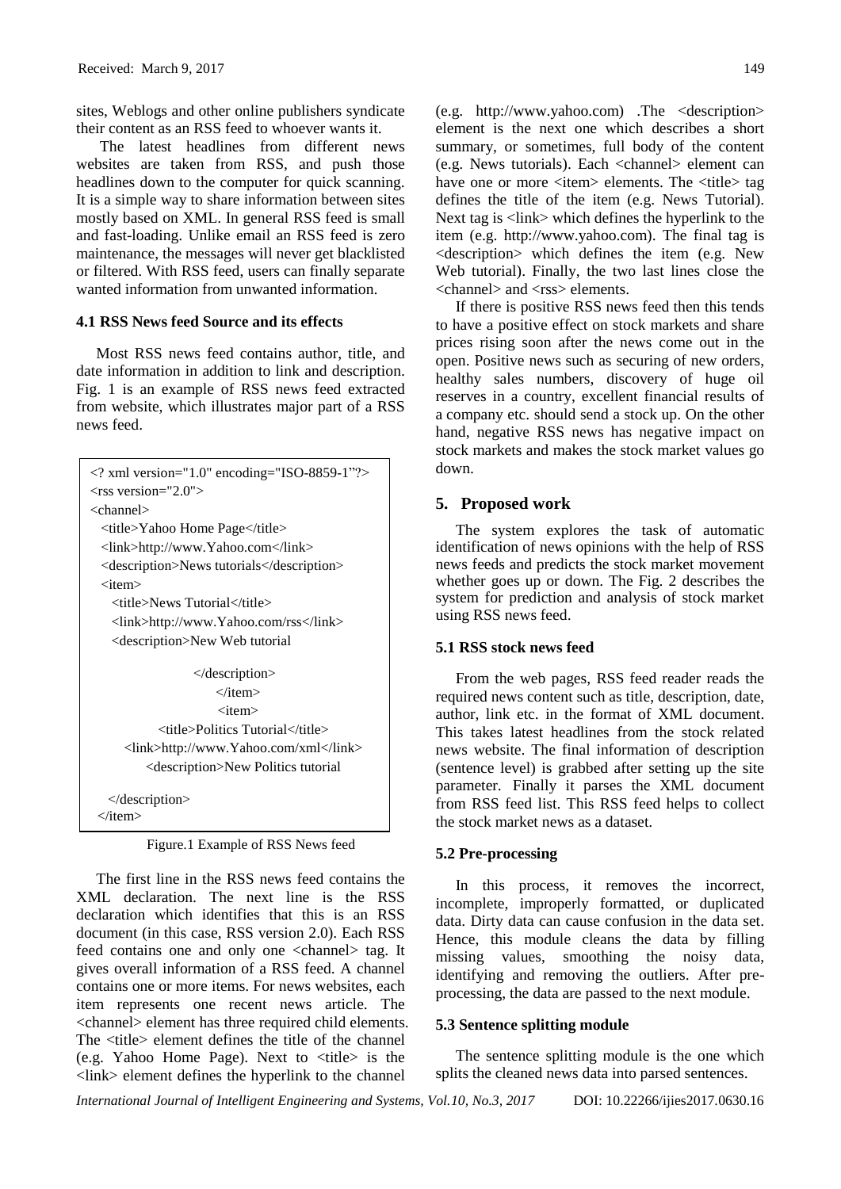sites, Weblogs and other online publishers syndicate their content as an RSS feed to whoever wants it.

The latest headlines from different news websites are taken from RSS, and push those headlines down to the computer for quick scanning. It is a simple way to share information between sites mostly based on XML. In general RSS feed is small and fast-loading. Unlike email an RSS feed is zero maintenance, the messages will never get blacklisted or filtered. With RSS feed, users can finally separate wanted information from unwanted information.

### 4.1 RSS News feed Source and its effects

Most RSS news feed contains author, title, and date information in addition to link and description. Fig. 1 is an example of RSS news feed extracted from website, which illustrates major part of a RSS news feed.

```
<? xml version="1.0" encoding="ISO-8859-1"?>
<rss version="2.0">
<channel>
  <title>Yahoo Home Page</title>
  <link>http://www.Yahoo.com</link>
  <description>News tutorials</description>
  <item>
    <title>News Tutorial</title>
    <link>http://www.Yahoo.com/rss</link>
    <description>New Web tutorial
    </description>
  </item>
  <item>
    <title>Politics Tutorial</title>
    <link>http://www.Yahoo.com/xml</link>
    <description>New Politics tutorial
    </description>
  </item>
```

Figure.1 Example of RSS News feed

The first line in the RSS news feed contains the XML declaration. The next line is the RSS declaration which identifies that this is an RSS document (in this case, RSS version 2.0). Each RSS feed contains one and only one <channel> tag. It gives overall information of a RSS feed. A channel contains one or more items. For news websites, each item represents one recent news article. The <channel> element has three required child elements. The <title> element defines the title of the channel (e.g. Yahoo Home Page). Next to <title> is the <link> element defines the hyperlink to the channel (e.g. http://www.yahoo.com) .The <description> element is the next one which describes a short summary, or sometimes, full body of the content (e.g. News tutorials). Each <channel> element can have one or more <item> elements. The <title> tag defines the title of the item (e.g. News Tutorial). Next tag is <link> which defines the hyperlink to the item (e.g. http://www.yahoo.com). The final tag is <description> which defines the item (e.g. New Web tutorial). Finally, the two last lines close the <channel> and <rss> elements.

If there is positive RSS news feed then this tends to have a positive effect on stock markets and share prices rising soon after the news come out in the open. Positive news such as securing of new orders, healthy sales numbers, discovery of huge oil reserves in a country, excellent financial results of a company etc. should send a stock up. On the other hand, negative RSS news has negative impact on stock markets and makes the stock market values go down.

## 5. Proposed work

The system explores the task of automatic identification of news opinions with the help of RSS news feeds and predicts the stock market movement whether goes up or down. The Fig. 2 describes the system for prediction and analysis of stock market using RSS news feed.

### 5.1 RSS stock news feed

From the web pages, RSS feed reader reads the required news content such as title, description, date, author, link etc. in the format of XML document. This takes latest headlines from the stock related news website. The final information of description (sentence level) is grabbed after setting up the site parameter. Finally it parses the XML document from RSS feed list. This RSS feed helps to collect the stock market news as a dataset.

### 5.2 Pre-processing

In this process, it removes the incorrect, incomplete, improperly formatted, or duplicated data. Dirty data can cause confusion in the data set. Hence, this module cleans the data by filling missing values, smoothing the noisy data, identifying and removing the outliers. After pre-processing, the data are passed to the next module.

### 5.3 Sentence splitting module

The sentence splitting module is the one which splits the cleaned news data into parsed sentences.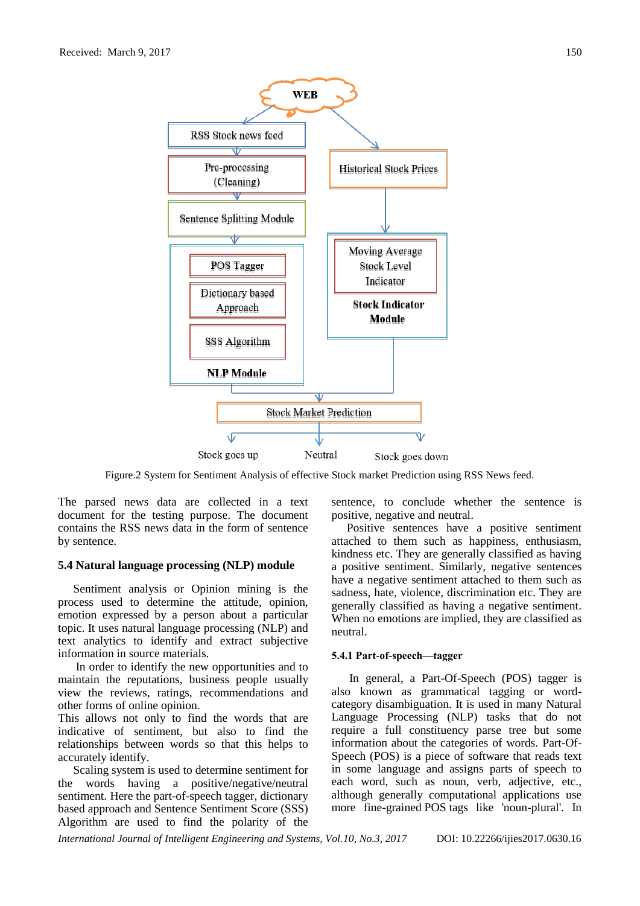Figure.2 System for Sentiment Analysis of effective Stock market Prediction using RSS News feed.

The parsed news data are collected in a text document for the testing purpose. The document contains the RSS news data in the form of sentence by sentence.

### 5.4 Natural language processing (NLP) module

Sentiment analysis or Opinion mining is the process used to determine the attitude, opinion, emotion expressed by a person about a particular topic. It uses natural language processing (NLP) and text analytics to identify and extract subjective information in source materials.

In order to identify the new opportunities and to maintain the reputations, business people usually view the reviews, ratings, recommendations and other forms of online opinion.
This allows not only to find the words that are indicative of sentiment, but also to find the relationships between words so that this helps to accurately identify.

Scaling system is used to determine sentiment for the words having a positive/negative/neutral sentiment. Here the part-of-speech tagger, dictionary based approach and Sentence Sentiment Score (SSS) Algorithm are used to find the polarity of the sentence, to conclude whether the sentence is positive, negative and neutral.

Positive sentences have a positive sentiment attached to them such as happiness, enthusiasm, kindness etc. They are generally classified as having a positive sentiment. Similarly, negative sentences have a negative sentiment attached to them such as sadness, hate, violence, discrimination etc. They are generally classified as having a negative sentiment. When no emotions are implied, they are classified as neutral.

#### 5.4.1 Part-of-speech—tagger

In general, a Part-Of-Speech (POS) tagger is also known as grammatical tagging or word-category disambiguation. It is used in many Natural Language Processing (NLP) tasks that do not require a full constituency parse tree but some information about the categories of words. Part-Of-Speech (POS) is a piece of software that reads text in some language and assigns parts of speech to each word, such as noun, verb, adjective, etc., although generally computational applications use more fine-grained POS tags like 'noun-plural'. In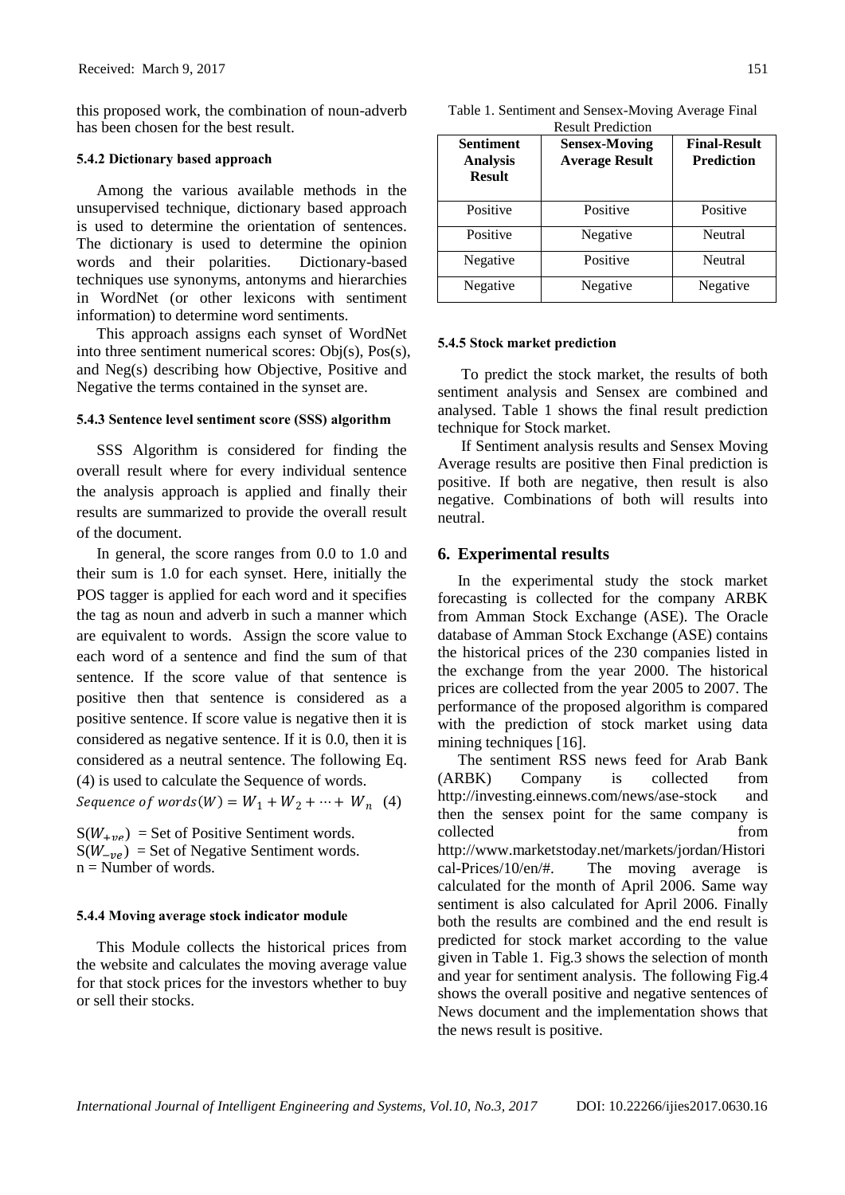this proposed work, the combination of noun-adverb has been chosen for the best result.

#### 5.4.2 Dictionary based approach

Among the various available methods in the unsupervised technique, dictionary based approach is used to determine the orientation of sentences. The dictionary is used to determine the opinion words and their polarities. Dictionary-based techniques use synonyms, antonyms and hierarchies in WordNet (or other lexicons with sentiment information) to determine word sentiments.

This approach assigns each synset of WordNet into three sentiment numerical scores: Obj(s), Pos(s), and Neg(s) describing how Objective, Positive and Negative the terms contained in the synset are.

#### 5.4.3 Sentence level sentiment score (SSS) algorithm

SSS Algorithm is considered for finding the overall result where for every individual sentence the analysis approach is applied and finally their results are summarized to provide the overall result of the document.

In general, the score ranges from 0.0 to 1.0 and their sum is 1.0 for each synset. Here, initially the POS tagger is applied for each word and it specifies the tag as noun and adverb in such a manner which are equivalent to words. Assign the score value to each word of a sentence and find the sum of that sentence. If the score value of that sentence is positive then that sentence is considered as a positive sentence. If score value is negative then it is considered as negative sentence. If it is 0.0, then it is considered as a neutral sentence. The following Eq. (4) is used to calculate the Sequence of words.

$$Sequence\ of\ words(W) = W_1 + W_2 + \cdots + W_n \quad (4)$$

$S(W_{+ve})$ = Set of Positive Sentiment words.
$S(W_{-ve})$ = Set of Negative Sentiment words.
n = Number of words.

#### 5.4.4 Moving average stock indicator module

This Module collects the historical prices from the website and calculates the moving average value for that stock prices for the investors whether to buy or sell their stocks.

Table 1. Sentiment and Sensex-Moving Average Final Result Prediction

| Sentiment Analysis Result | Sensex-Moving Average Result | Final-Result Prediction |
|---|---|---|
| Positive | Positive | Positive |
| Positive | Negative | Neutral |
| Negative | Positive | Neutral |
| Negative | Negative | Negative |

#### 5.4.5 Stock market prediction

To predict the stock market, the results of both sentiment analysis and Sensex are combined and analysed. Table 1 shows the final result prediction technique for Stock market.

If Sentiment analysis results and Sensex Moving Average results are positive then Final prediction is positive. If both are negative, then result is also negative. Combinations of both will results into neutral.

## 6. Experimental results

In the experimental study the stock market forecasting is collected for the company ARBK from Amman Stock Exchange (ASE). The Oracle database of Amman Stock Exchange (ASE) contains the historical prices of the 230 companies listed in the exchange from the year 2000. The historical prices are collected from the year 2005 to 2007. The performance of the proposed algorithm is compared with the prediction of stock market using data mining techniques [16].

The sentiment RSS news feed for Arab Bank (ARBK) Company is collected from http://investing.einnews.com/news/ase-stock and then the sensex point for the same company is collected from http://www.marketstoday.net/markets/jordan/Historical-Prices/10/en/#. The moving average is calculated for the month of April 2006. Same way sentiment is also calculated for April 2006. Finally both the results are combined and the end result is predicted for stock market according to the value given in Table 1. Fig.3 shows the selection of month and year for sentiment analysis. The following Fig.4 shows the overall positive and negative sentences of News document and the implementation shows that the news result is positive.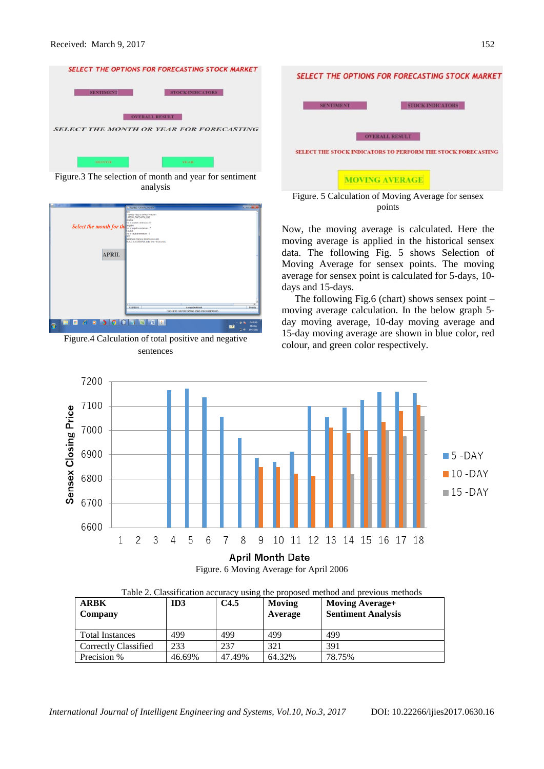Figure.3 The selection of month and year for sentiment analysis

Figure.4 Calculation of total positive and negative sentences

Figure. 5 Calculation of Moving Average for sensex points

Now, the moving average is calculated. Here the moving average is applied in the historical sensex data. The following Fig. 5 shows Selection of Moving Average for sensex points. The moving average for sensex point is calculated for 5-days, 10-days and 15-days.

The following Fig.6 (chart) shows sensex point – moving average calculation. In the below graph 5-day moving average, 10-day moving average and 15-day moving average are shown in blue color, red colour, and green color respectively.

Figure. 6 Moving Average for April 2006

Table 2. Classification accuracy using the proposed method and previous methods

| ARBK Company | ID3 | C4.5 | Moving Average | Moving Average+ Sentiment Analysis |
|---|---|---|---|---|
| Total Instances | 499 | 499 | 499 | 499 |
| Correctly Classified | 233 | 237 | 321 | 391 |
| Precision % | 46.69% | 47.49% | 64.32% | 78.75% |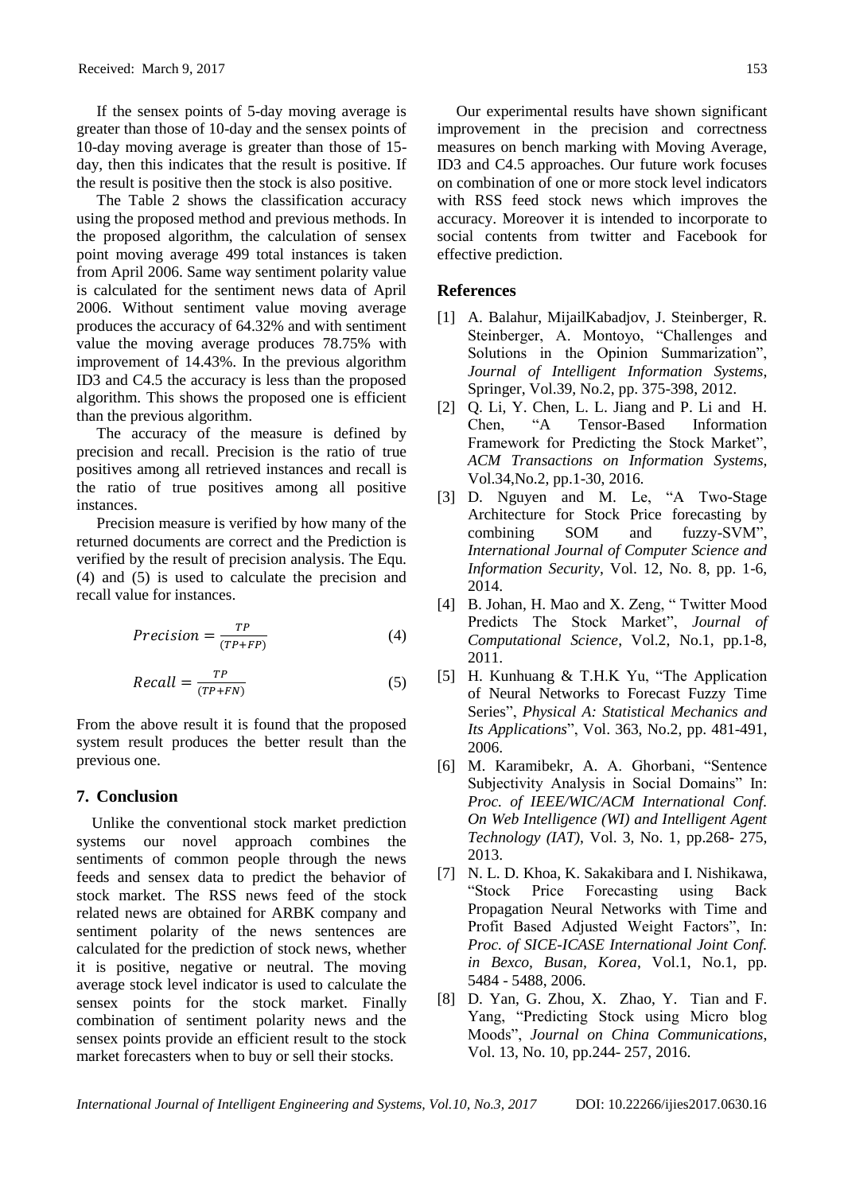If the sensex points of 5-day moving average is greater than those of 10-day and the sensex points of 10-day moving average is greater than those of 15-day, then this indicates that the result is positive. If the result is positive then the stock is also positive.

The Table 2 shows the classification accuracy using the proposed method and previous methods. In the proposed algorithm, the calculation of sensex point moving average 499 total instances is taken from April 2006. Same way sentiment polarity value is calculated for the sentiment news data of April 2006. Without sentiment value moving average produces the accuracy of 64.32% and with sentiment value the moving average produces 78.75% with improvement of 14.43%. In the previous algorithm ID3 and C4.5 the accuracy is less than the proposed algorithm. This shows the proposed one is efficient than the previous algorithm.

The accuracy of the measure is defined by precision and recall. Precision is the ratio of true positives among all retrieved instances and recall is the ratio of true positives among all positive instances.

Precision measure is verified by how many of the returned documents are correct and the Prediction is verified by the result of precision analysis. The Equ. (4) and (5) is used to calculate the precision and recall value for instances.

$$Precision = \frac{TP}{(TP+FP)} \quad (4)$$

$$Recall = \frac{TP}{(TP+FN)} \quad (5)$$

From the above result it is found that the proposed system result produces the better result than the previous one.

## 7. Conclusion

Unlike the conventional stock market prediction systems our novel approach combines the sentiments of common people through the news feeds and sensex data to predict the behavior of stock market. The RSS news feed of the stock related news are obtained for ARBK company and sentiment polarity of the news sentences are calculated for the prediction of stock news, whether it is positive, negative or neutral. The moving average stock level indicator is used to calculate the sensex points for the stock market. Finally combination of sentiment polarity news and the sensex points provide an efficient result to the stock market forecasters when to buy or sell their stocks.

Our experimental results have shown significant improvement in the precision and correctness measures on bench marking with Moving Average, ID3 and C4.5 approaches. Our future work focuses on combination of one or more stock level indicators with RSS feed stock news which improves the accuracy. Moreover it is intended to incorporate to social contents from twitter and Facebook for effective prediction.

## References

[1] A. Balahur, MijailKabadjov, J. Steinberger, R. Steinberger, A. Montoyo, "Challenges and Solutions in the Opinion Summarization", *Journal of Intelligent Information Systems*, Springer, Vol.39, No.2, pp. 375-398, 2012.

[2] Q. Li, Y. Chen, L. L. Jiang and P. Li and H. Chen, "A Tensor-Based Information Framework for Predicting the Stock Market", *ACM Transactions on Information Systems*, Vol.34,No.2, pp.1-30, 2016.

[3] D. Nguyen and M. Le, "A Two-Stage Architecture for Stock Price forecasting by combining SOM and fuzzy-SVM", *International Journal of Computer Science and Information Security*, Vol. 12, No. 8, pp. 1-6, 2014.

[4] B. Johan, H. Mao and X. Zeng, " Twitter Mood Predicts The Stock Market", *Journal of Computational Science*, Vol.2, No.1, pp.1-8, 2011.

[5] H. Kunhuang & T.H.K Yu, "The Application of Neural Networks to Forecast Fuzzy Time Series", *Physical A: Statistical Mechanics and Its Applications*", Vol. 363, No.2, pp. 481-491, 2006.

[6] M. Karamibekr, A. A. Ghorbani, "Sentence Subjectivity Analysis in Social Domains" In: *Proc. of IEEE/WIC/ACM International Conf. On Web Intelligence (WI) and Intelligent Agent Technology (IAT)*, Vol. 3, No. 1, pp.268- 275, 2013.

[7] N. L. D. Khoa, K. Sakakibara and I. Nishikawa, "Stock Price Forecasting using Back Propagation Neural Networks with Time and Profit Based Adjusted Weight Factors", In: *Proc. of SICE-ICASE International Joint Conf. in Bexco, Busan, Korea*, Vol.1, No.1, pp. 5484 - 5488, 2006.

[8] D. Yan, G. Zhou, X. Zhao, Y. Tian and F. Yang, "Predicting Stock using Micro blog Moods", *Journal on China Communications*, Vol. 13, No. 10, pp.244- 257, 2016.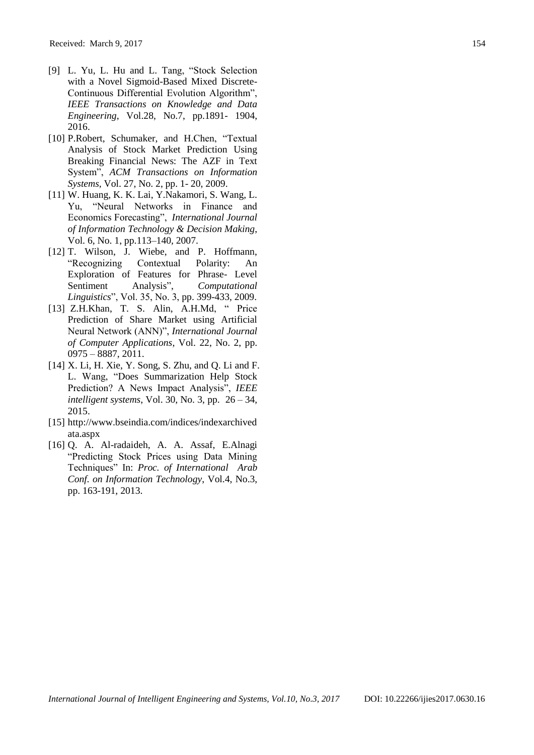[9] L. Yu, L. Hu and L. Tang, "Stock Selection with a Novel Sigmoid-Based Mixed Discrete-Continuous Differential Evolution Algorithm", *IEEE Transactions on Knowledge and Data Engineering*, Vol.28, No.7, pp.1891- 1904, 2016.

[10] P.Robert, Schumaker, and H.Chen, "Textual Analysis of Stock Market Prediction Using Breaking Financial News: The AZF in Text System", *ACM Transactions on Information Systems*, Vol. 27, No. 2, pp. 1- 20, 2009.

[11] W. Huang, K. K. Lai, Y.Nakamori, S. Wang, L. Yu, "Neural Networks in Finance and Economics Forecasting", *International Journal of Information Technology & Decision Making*, Vol. 6, No. 1, pp.113–140, 2007.

[12] T. Wilson, J. Wiebe, and P. Hoffmann, "Recognizing Contextual Polarity: An Exploration of Features for Phrase- Level Sentiment Analysis", *Computational Linguistics*", Vol. 35, No. 3, pp. 399-433, 2009.

[13] Z.H.Khan, T. S. Alin, A.H.Md, " Price Prediction of Share Market using Artificial Neural Network (ANN)", *International Journal of Computer Applications*, Vol. 22, No. 2, pp. 0975 – 8887, 2011.

[14] X. Li, H. Xie, Y. Song, S. Zhu, and Q. Li and F. L. Wang, "Does Summarization Help Stock Prediction? A News Impact Analysis", *IEEE intelligent systems*, Vol. 30, No. 3, pp. 26 – 34, 2015.

[15] http://www.bseindia.com/indices/indexarchivedata.aspx

[16] Q. A. Al-radaideh, A. A. Assaf, E.Alnagi "Predicting Stock Prices using Data Mining Techniques" In: *Proc. of International Arab Conf. on Information Technology*, Vol.4, No.3, pp. 163-191, 2013.